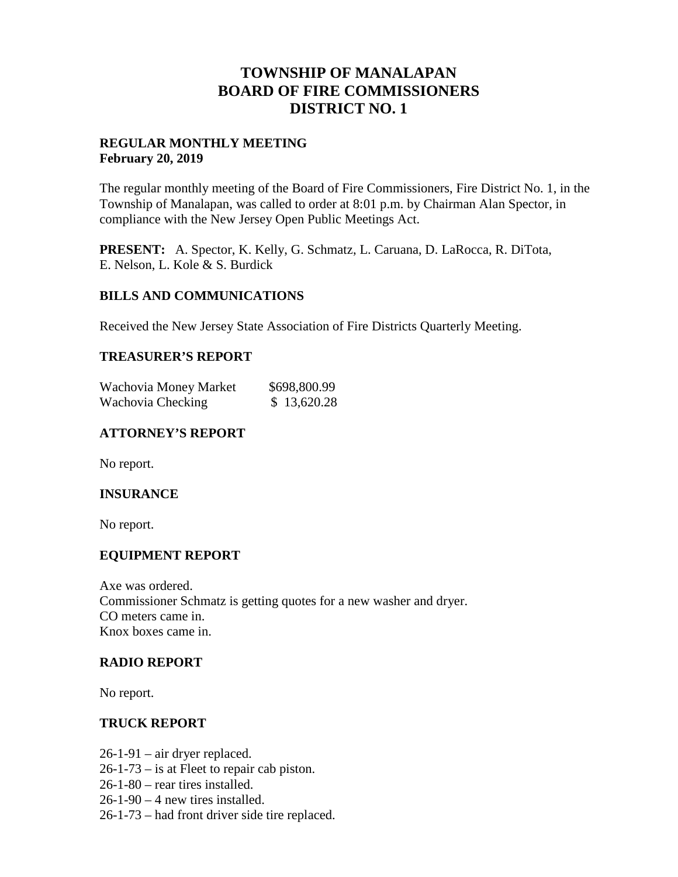# TOWNSHIP OF MANALAPAN
# BOARD OF FIRE COMMISSIONERS
# DISTRICT NO. 1

**REGULAR MONTHLY MEETING**
**February 20, 2019**

The regular monthly meeting of the Board of Fire Commissioners, Fire District No. 1, in the Township of Manalapan, was called to order at 8:01 p.m. by Chairman Alan Spector, in compliance with the New Jersey Open Public Meetings Act.

**PRESENT:** A. Spector, K. Kelly, G. Schmatz, L. Caruana, D. LaRocca, R. DiTota, E. Nelson, L. Kole & S. Burdick

## BILLS AND COMMUNICATIONS

Received the New Jersey State Association of Fire Districts Quarterly Meeting.

## TREASURER'S REPORT

| | |
|---|---|
| Wachovia Money Market | $698,800.99 |
| Wachovia Checking | $ 13,620.28 |

## ATTORNEY'S REPORT

No report.

## INSURANCE

No report.

## EQUIPMENT REPORT

Axe was ordered.
Commissioner Schmatz is getting quotes for a new washer and dryer.
CO meters came in.
Knox boxes came in.

## RADIO REPORT

No report.

## TRUCK REPORT

26-1-91 – air dryer replaced.
26-1-73 – is at Fleet to repair cab piston.
26-1-80 – rear tires installed.
26-1-90 – 4 new tires installed.
26-1-73 – had front driver side tire replaced.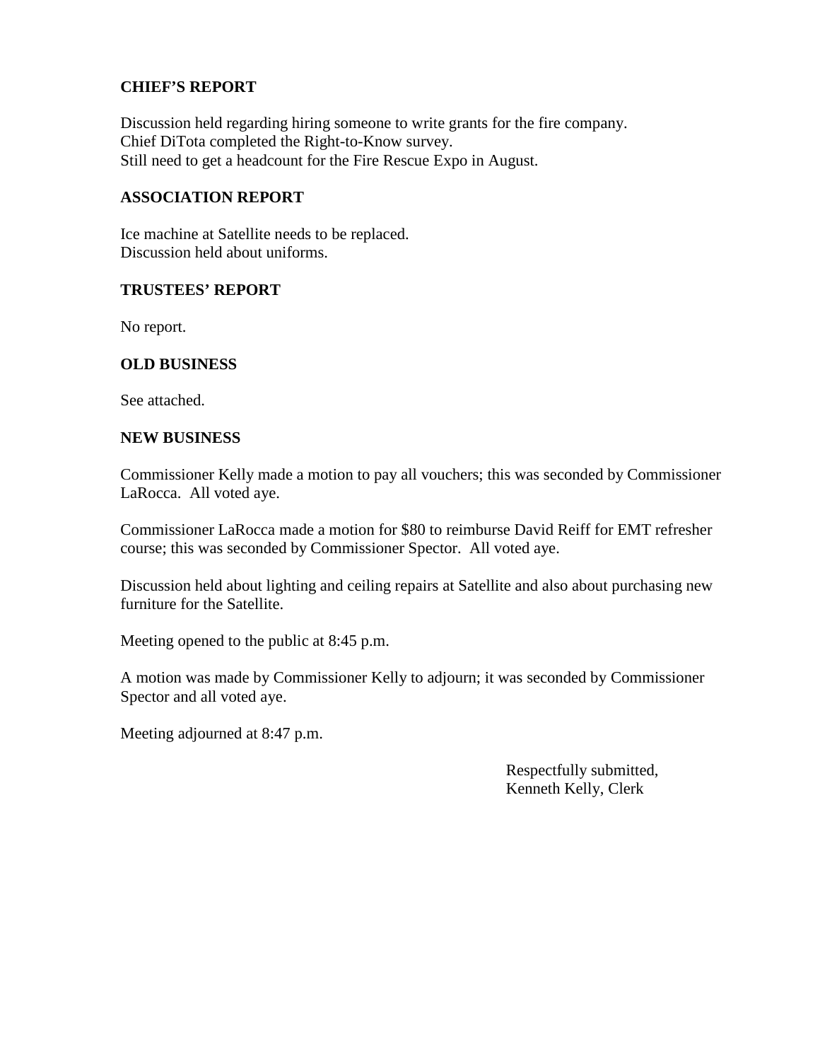## CHIEF'S REPORT

Discussion held regarding hiring someone to write grants for the fire company.
Chief DiTota completed the Right-to-Know survey.
Still need to get a headcount for the Fire Rescue Expo in August.

## ASSOCIATION REPORT

Ice machine at Satellite needs to be replaced.
Discussion held about uniforms.

## TRUSTEES' REPORT

No report.

## OLD BUSINESS

See attached.

## NEW BUSINESS

Commissioner Kelly made a motion to pay all vouchers; this was seconded by Commissioner LaRocca. All voted aye.

Commissioner LaRocca made a motion for $80 to reimburse David Reiff for EMT refresher course; this was seconded by Commissioner Spector. All voted aye.

Discussion held about lighting and ceiling repairs at Satellite and also about purchasing new furniture for the Satellite.

Meeting opened to the public at 8:45 p.m.

A motion was made by Commissioner Kelly to adjourn; it was seconded by Commissioner Spector and all voted aye.

Meeting adjourned at 8:47 p.m.

Respectfully submitted,
Kenneth Kelly, Clerk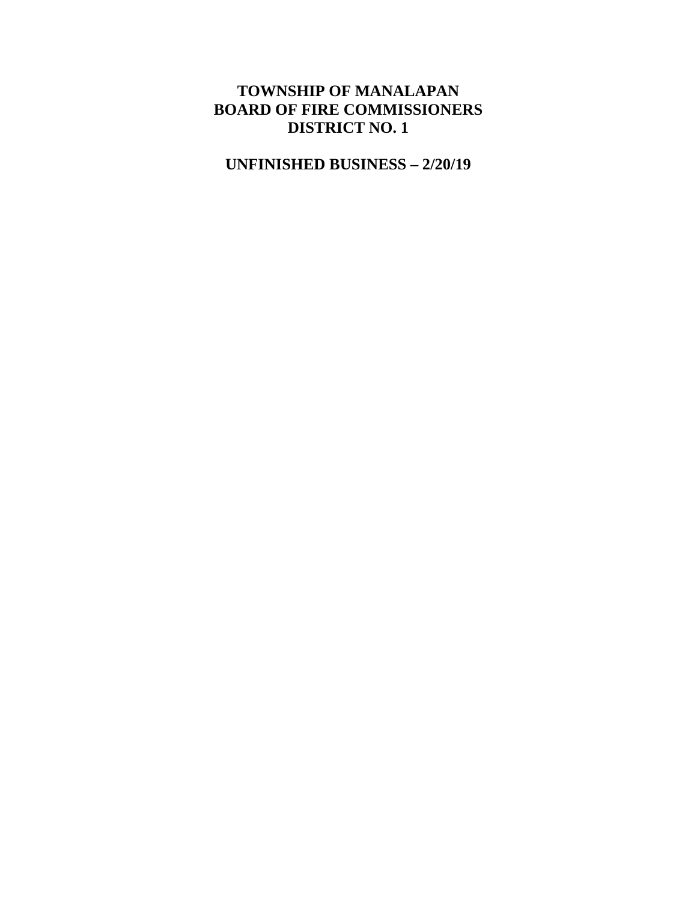# TOWNSHIP OF MANALAPAN
# BOARD OF FIRE COMMISSIONERS
# DISTRICT NO. 1

## UNFINISHED BUSINESS – 2/20/19